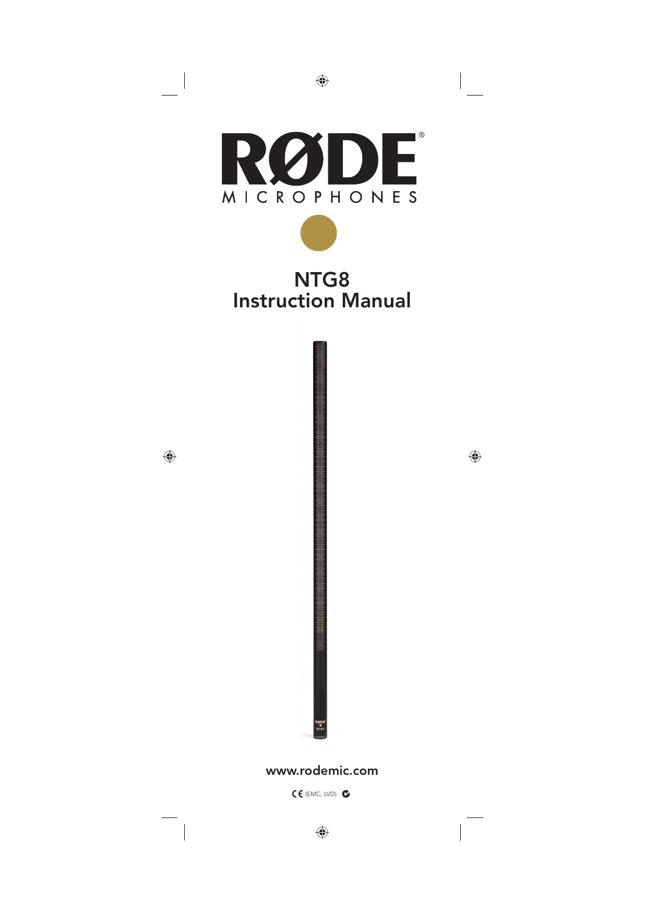RØDE®

MICROPHONES

# NTG8
# Instruction Manual

www.rodemic.com

CE (EMC, LVD)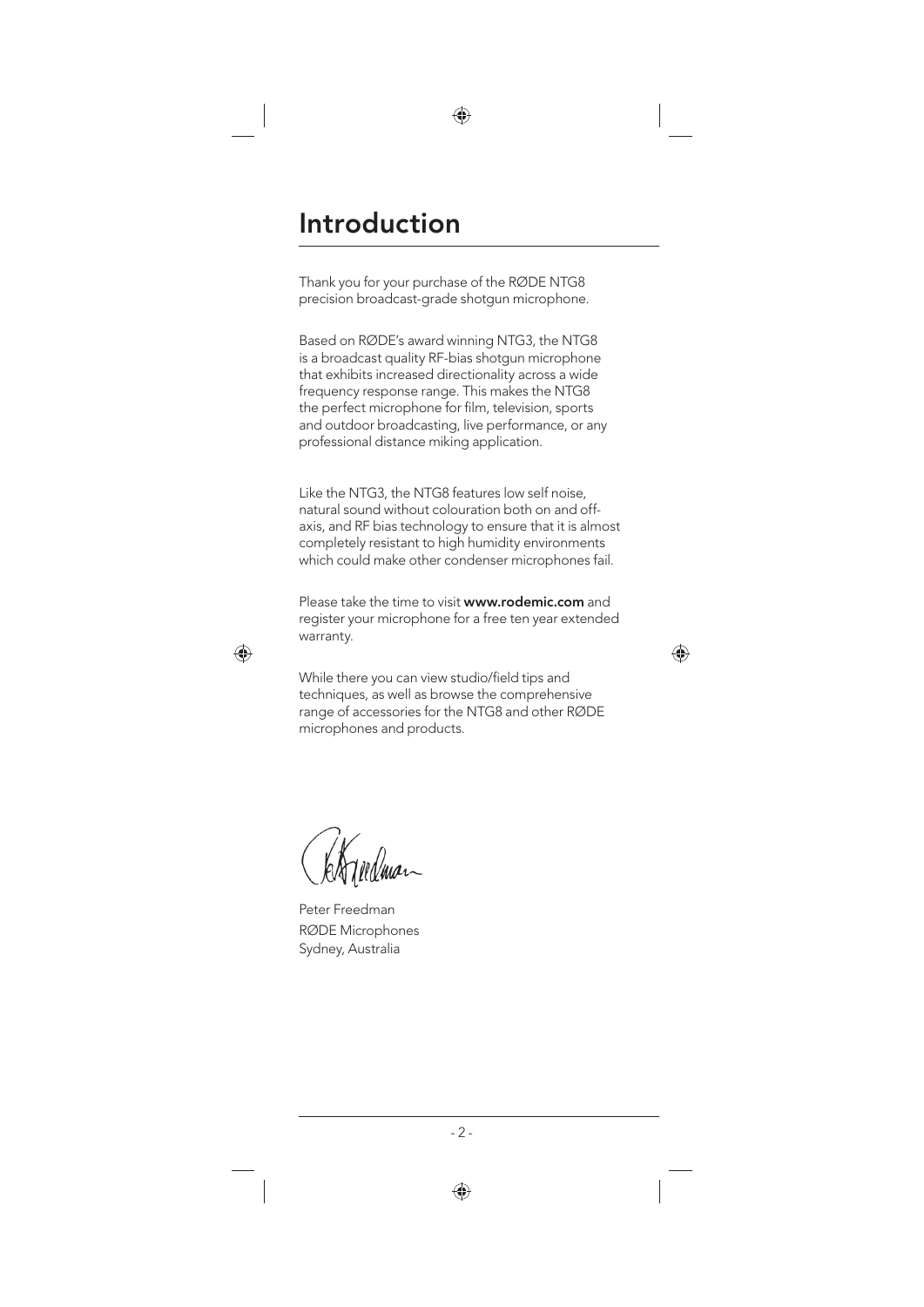# Introduction

Thank you for your purchase of the RØDE NTG8 precision broadcast-grade shotgun microphone.

Based on RØDE's award winning NTG3, the NTG8 is a broadcast quality RF-bias shotgun microphone that exhibits increased directionality across a wide frequency response range. This makes the NTG8 the perfect microphone for film, television, sports and outdoor broadcasting, live performance, or any professional distance miking application.

Like the NTG3, the NTG8 features low self noise, natural sound without colouration both on and off-axis, and RF bias technology to ensure that it is almost completely resistant to high humidity environments which could make other condenser microphones fail.

Please take the time to visit **www.rodemic.com** and register your microphone for a free ten year extended warranty.

While there you can view studio/field tips and techniques, as well as browse the comprehensive range of accessories for the NTG8 and other RØDE microphones and products.

Peter Freedman  
RØDE Microphones  
Sydney, Australia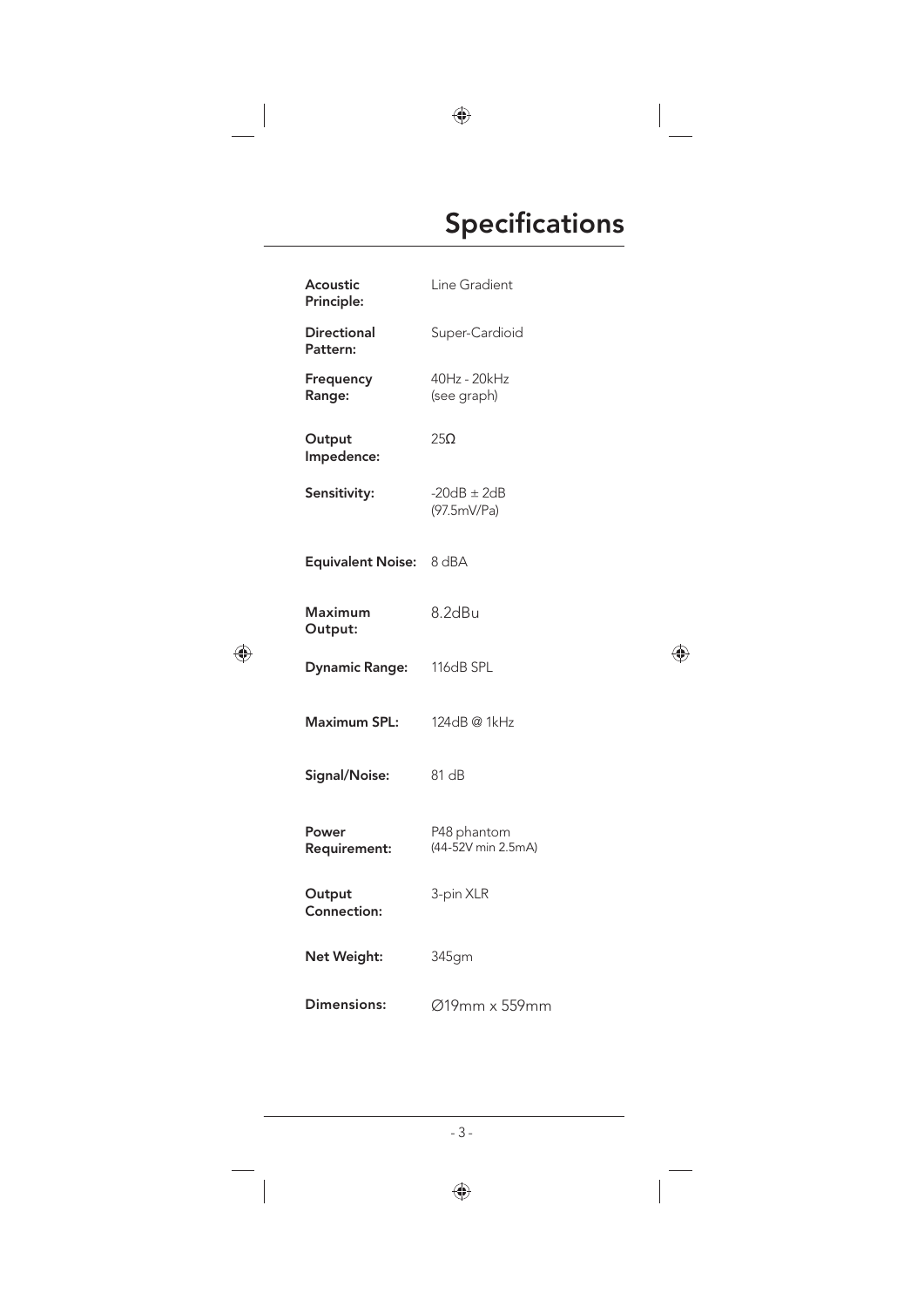# Specifications

| | |
|---|---|
| **Acoustic Principle:** | Line Gradient |
| **Directional Pattern:** | Super-Cardioid |
| **Frequency Range:** | 40Hz - 20kHz (see graph) |
| **Output Impedence:** | 25Ω |
| **Sensitivity:** | -20dB ± 2dB (97.5mV/Pa) |
| **Equivalent Noise:** | 8 dBA |
| **Maximum Output:** | 8.2dBu |
| **Dynamic Range:** | 116dB SPL |
| **Maximum SPL:** | 124dB @ 1kHz |
| **Signal/Noise:** | 81 dB |
| **Power Requirement:** | P48 phantom (44-52V min 2.5mA) |
| **Output Connection:** | 3-pin XLR |
| **Net Weight:** | 345gm |
| **Dimensions:** | Ø19mm x 559mm |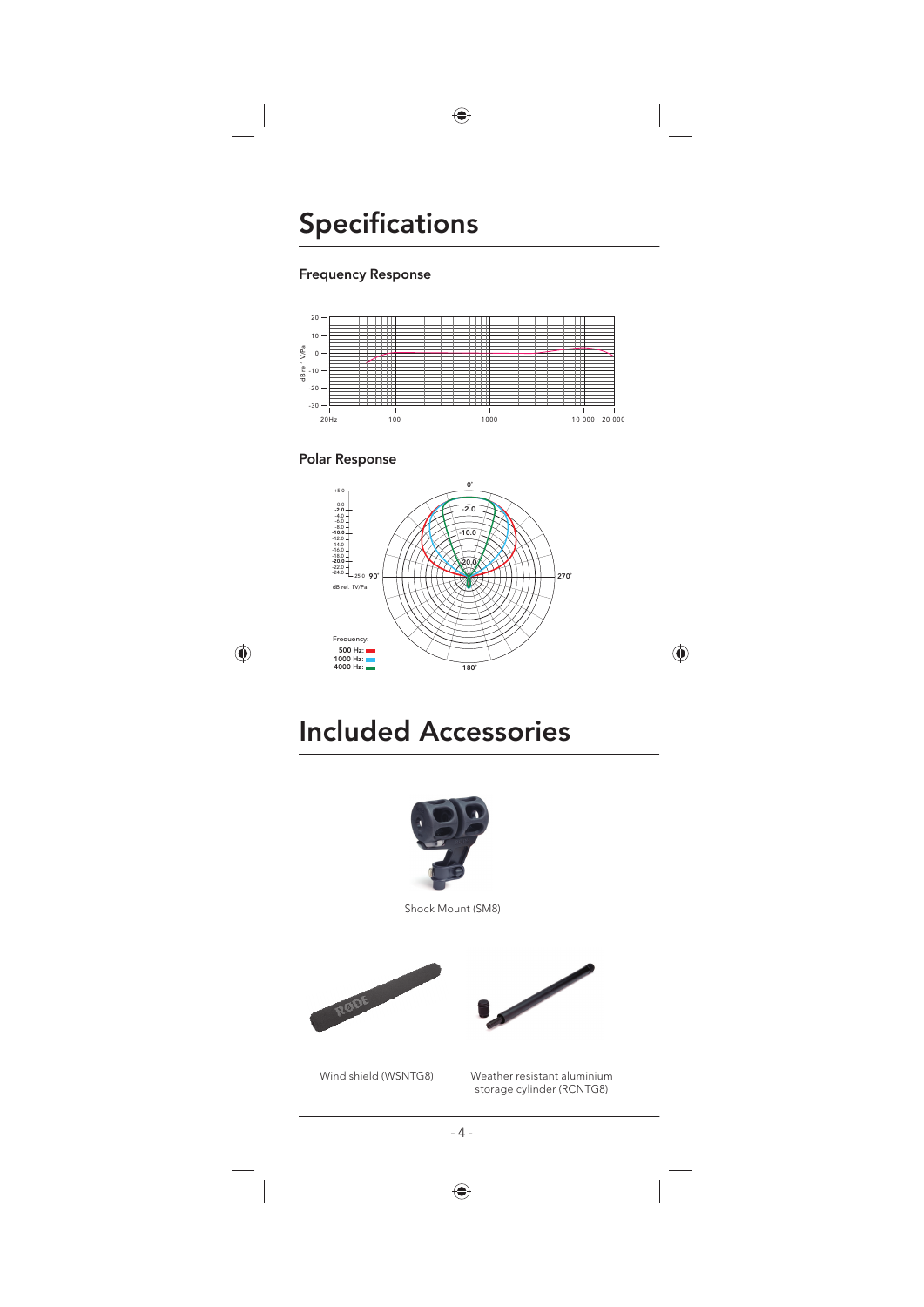# Specifications

### Frequency Response

### Polar Response

# Included Accessories

Shock Mount (SM8)

Wind shield (WSNTG8)

Weather resistant aluminium storage cylinder (RCNTG8)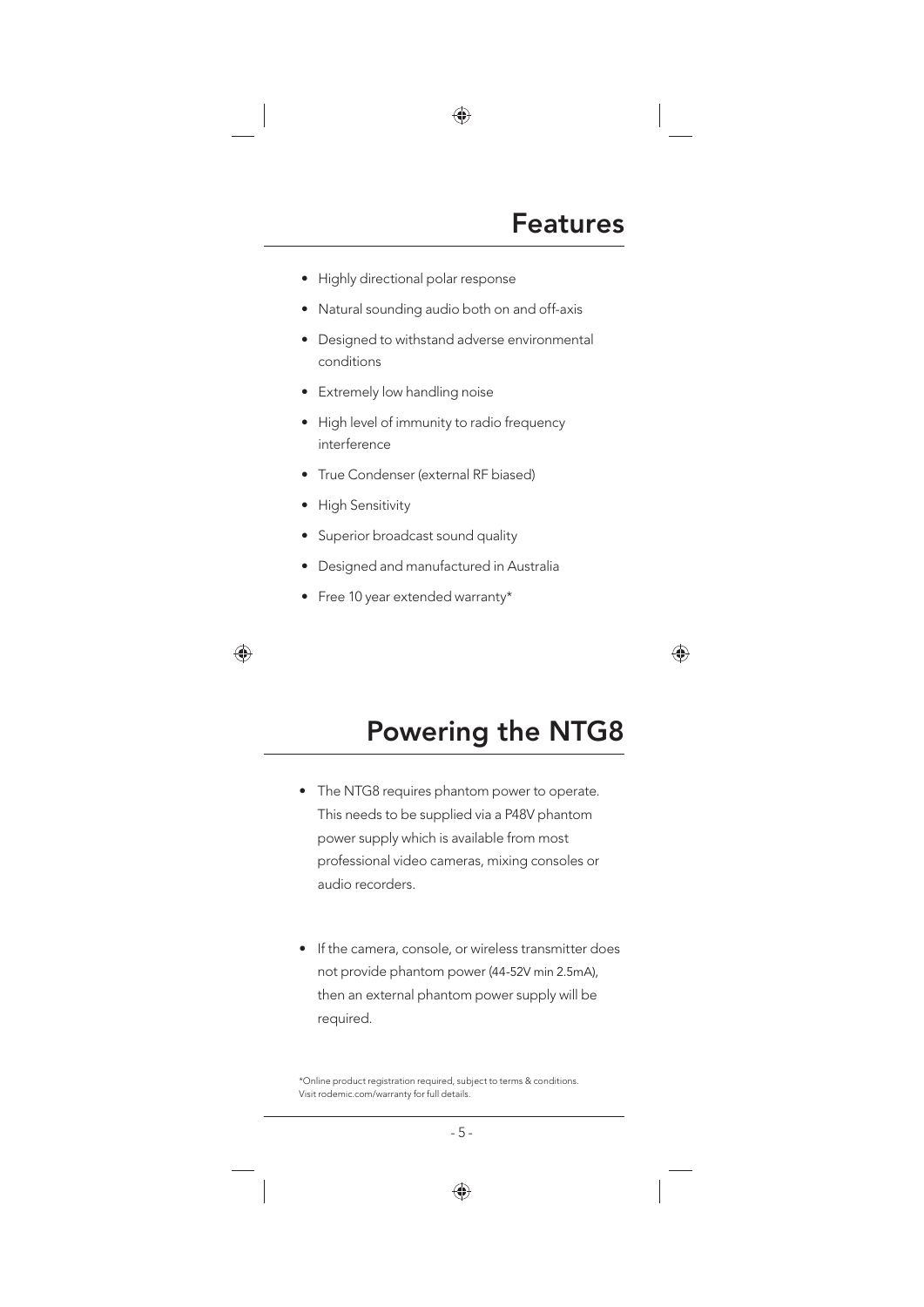# Features

- Highly directional polar response
- Natural sounding audio both on and off-axis
- Designed to withstand adverse environmental conditions
- Extremely low handling noise
- High level of immunity to radio frequency interference
- True Condenser (external RF biased)
- High Sensitivity
- Superior broadcast sound quality
- Designed and manufactured in Australia
- Free 10 year extended warranty*

# Powering the NTG8

- The NTG8 requires phantom power to operate. This needs to be supplied via a P48V phantom power supply which is available from most professional video cameras, mixing consoles or audio recorders.

- If the camera, console, or wireless transmitter does not provide phantom power (44-52V min 2.5mA), then an external phantom power supply will be required.

*Online product registration required, subject to terms & conditions. Visit rodemic.com/warranty for full details.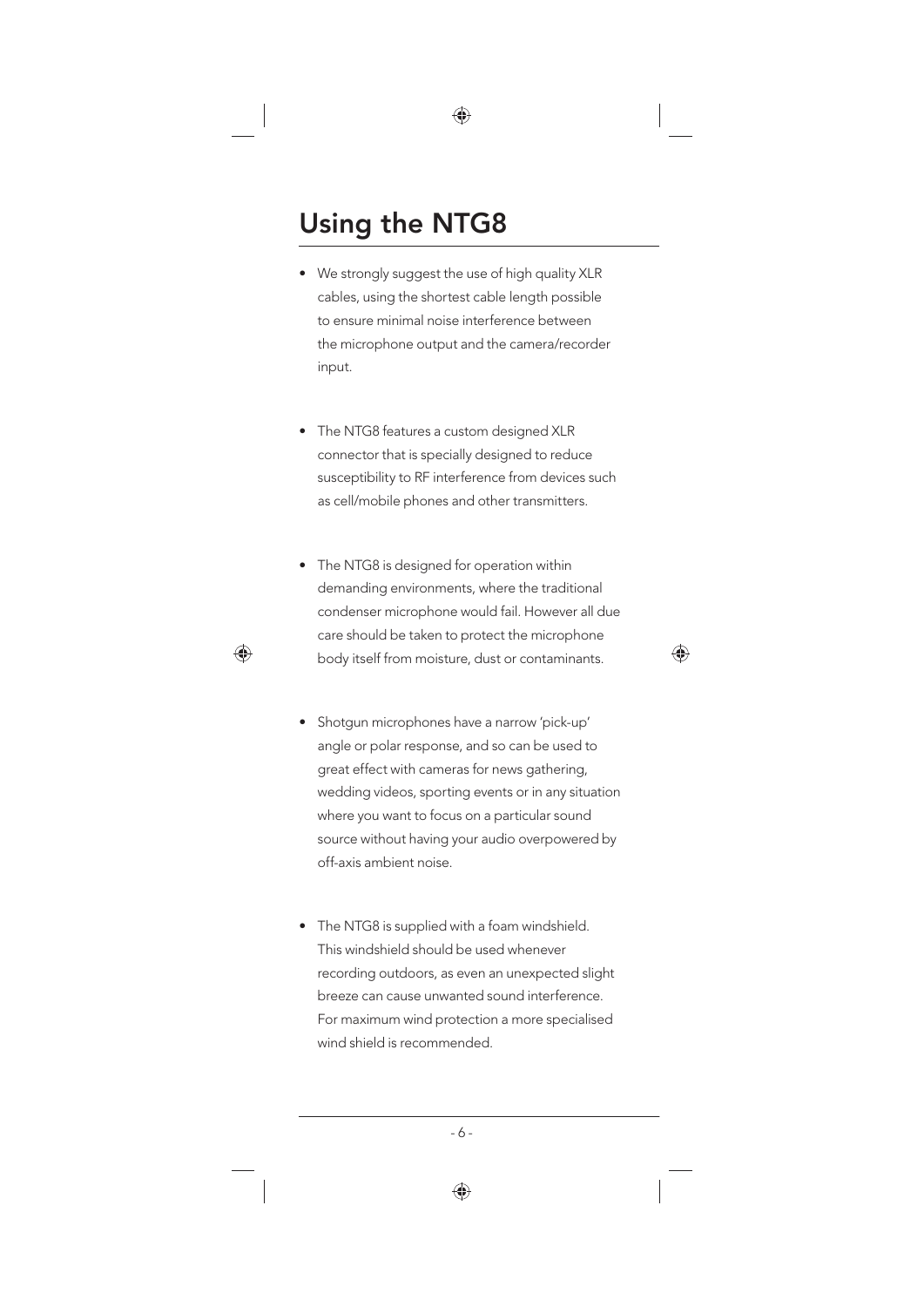# Using the NTG8

- We strongly suggest the use of high quality XLR cables, using the shortest cable length possible to ensure minimal noise interference between the microphone output and the camera/recorder input.

- The NTG8 features a custom designed XLR connector that is specially designed to reduce susceptibility to RF interference from devices such as cell/mobile phones and other transmitters.

- The NTG8 is designed for operation within demanding environments, where the traditional condenser microphone would fail. However all due care should be taken to protect the microphone body itself from moisture, dust or contaminants.

- Shotgun microphones have a narrow 'pick-up' angle or polar response, and so can be used to great effect with cameras for news gathering, wedding videos, sporting events or in any situation where you want to focus on a particular sound source without having your audio overpowered by off-axis ambient noise.

- The NTG8 is supplied with a foam windshield. This windshield should be used whenever recording outdoors, as even an unexpected slight breeze can cause unwanted sound interference. For maximum wind protection a more specialised wind shield is recommended.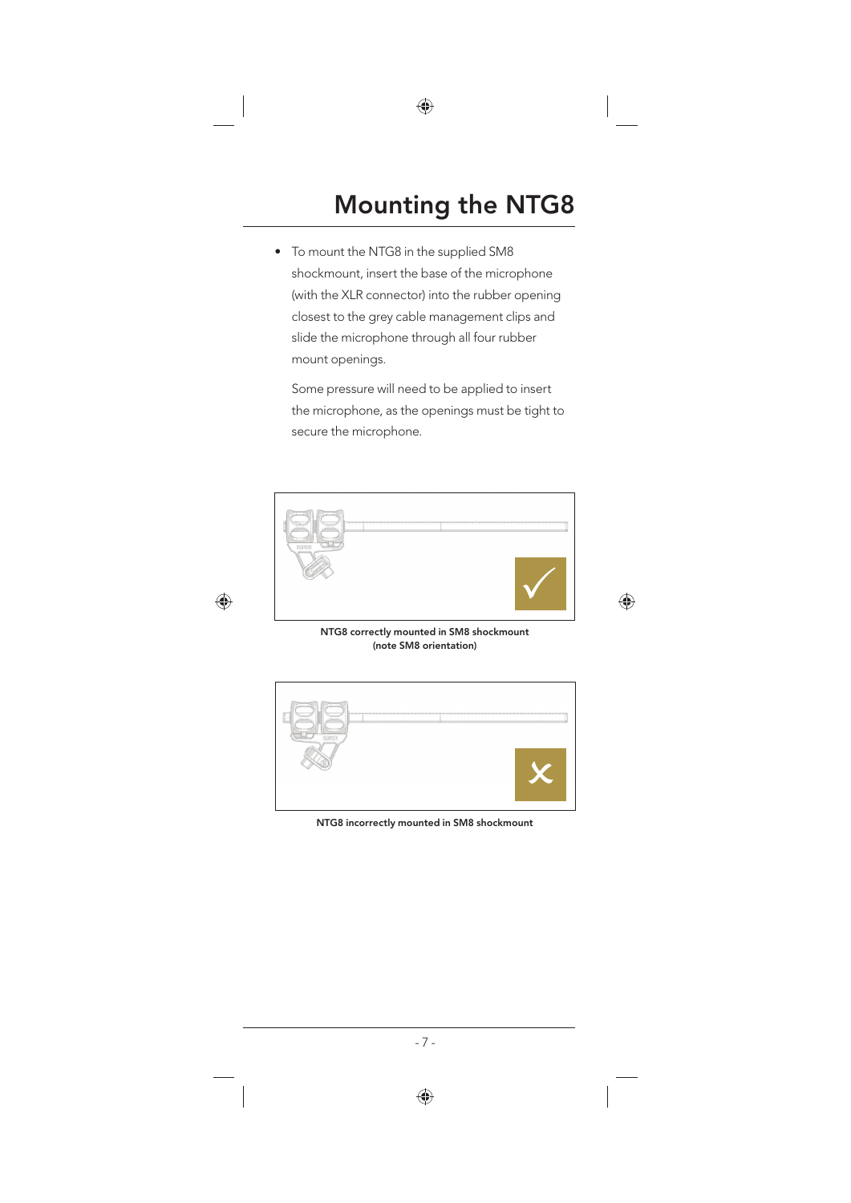# Mounting the NTG8

- To mount the NTG8 in the supplied SM8 shockmount, insert the base of the microphone (with the XLR connector) into the rubber opening closest to the grey cable management clips and slide the microphone through all four rubber mount openings.

  Some pressure will need to be applied to insert the microphone, as the openings must be tight to secure the microphone.

**NTG8 correctly mounted in SM8 shockmount (note SM8 orientation)**

**NTG8 incorrectly mounted in SM8 shockmount**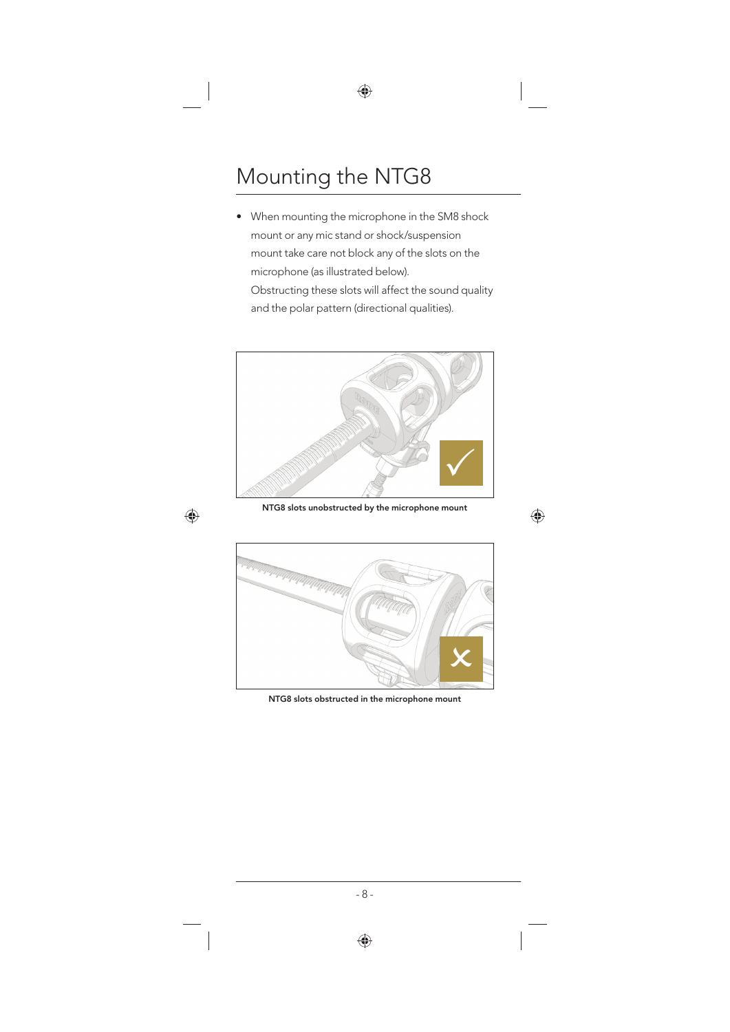# Mounting the NTG8

- When mounting the microphone in the SM8 shock mount or any mic stand or shock/suspension mount take care not block any of the slots on the microphone (as illustrated below).
  Obstructing these slots will affect the sound quality and the polar pattern (directional qualities).

**NTG8 slots unobstructed by the microphone mount**

**NTG8 slots obstructed in the microphone mount**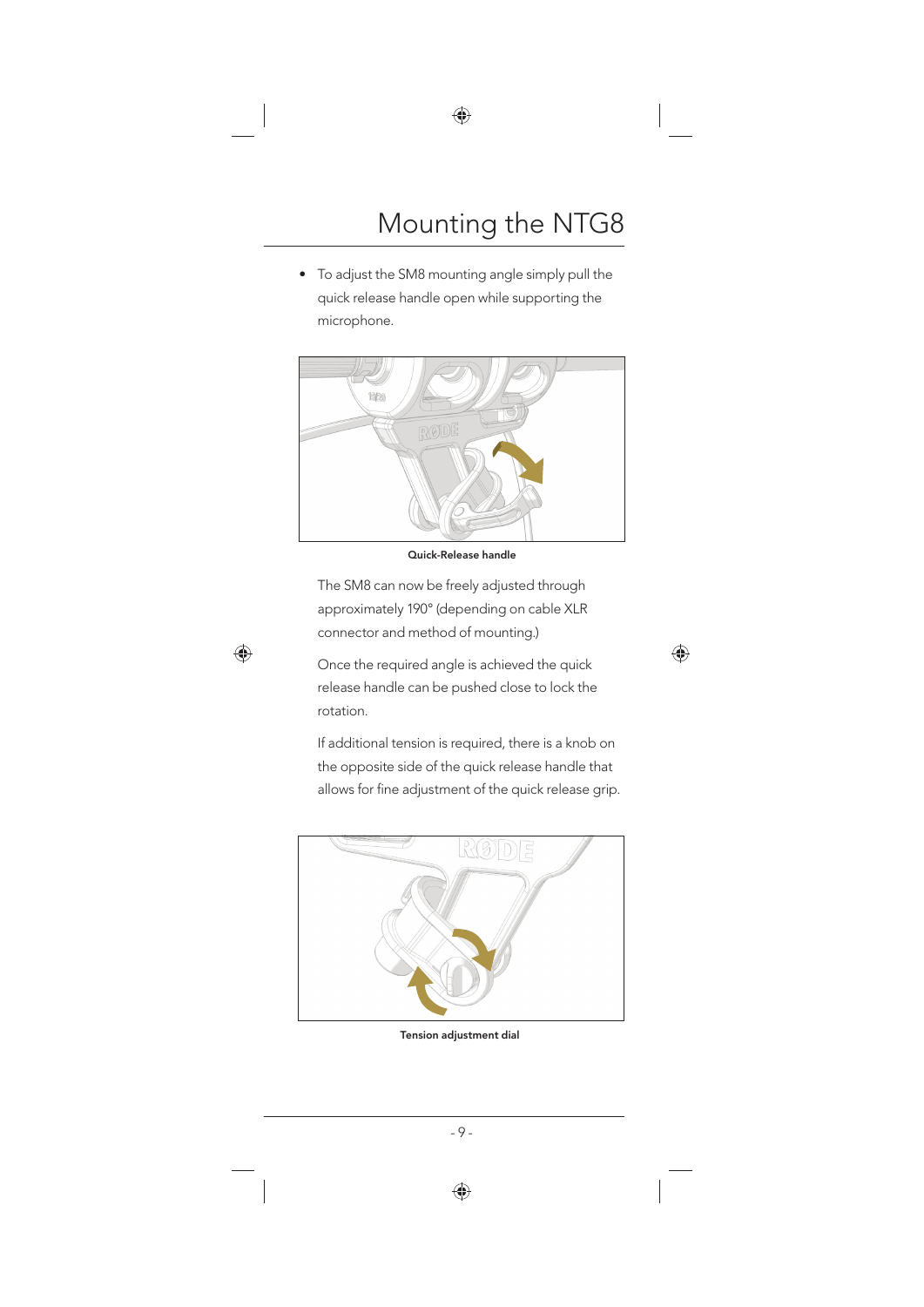# Mounting the NTG8

- To adjust the SM8 mounting angle simply pull the quick release handle open while supporting the microphone.

**Quick-Release handle**

The SM8 can now be freely adjusted through approximately 190° (depending on cable XLR connector and method of mounting.)

Once the required angle is achieved the quick release handle can be pushed close to lock the rotation.

If additional tension is required, there is a knob on the opposite side of the quick release handle that allows for fine adjustment of the quick release grip.

**Tension adjustment dial**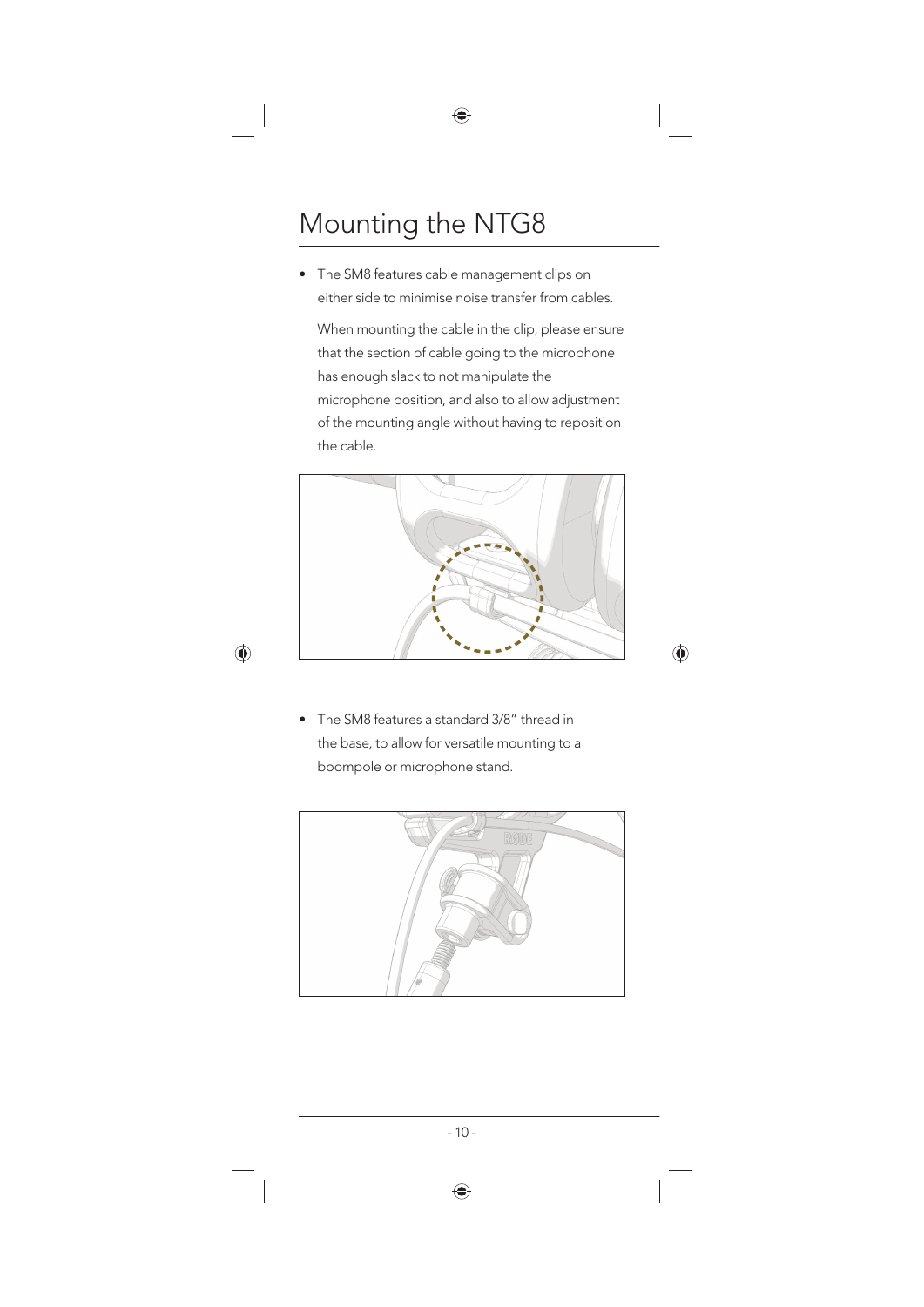# Mounting the NTG8

- The SM8 features cable management clips on either side to minimise noise transfer from cables.

  When mounting the cable in the clip, please ensure that the section of cable going to the microphone has enough slack to not manipulate the microphone position, and also to allow adjustment of the mounting angle without having to reposition the cable.

- The SM8 features a standard 3/8" thread in the base, to allow for versatile mounting to a boompole or microphone stand.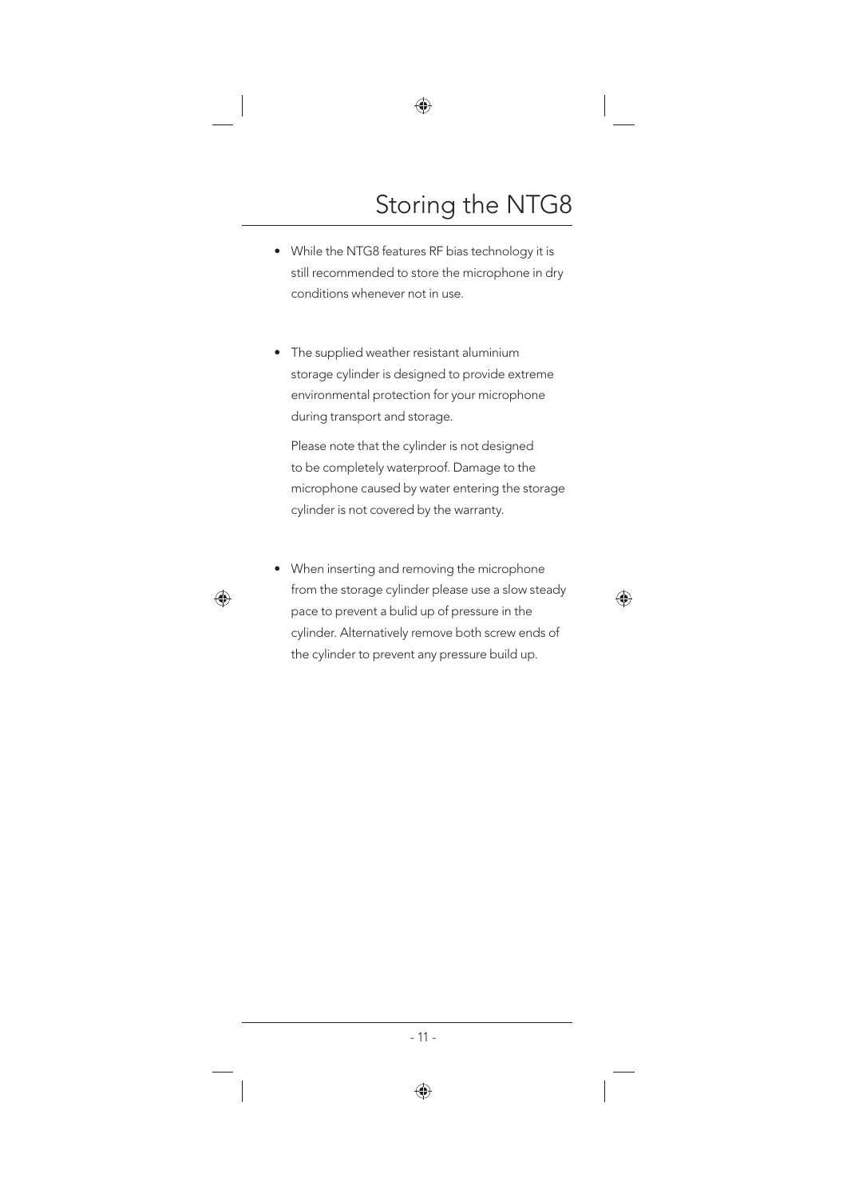# Storing the NTG8

- While the NTG8 features RF bias technology it is still recommended to store the microphone in dry conditions whenever not in use.

- The supplied weather resistant aluminium storage cylinder is designed to provide extreme environmental protection for your microphone during transport and storage.

  Please note that the cylinder is not designed to be completely waterproof. Damage to the microphone caused by water entering the storage cylinder is not covered by the warranty.

- When inserting and removing the microphone from the storage cylinder please use a slow steady pace to prevent a bulid up of pressure in the cylinder. Alternatively remove both screw ends of the cylinder to prevent any pressure build up.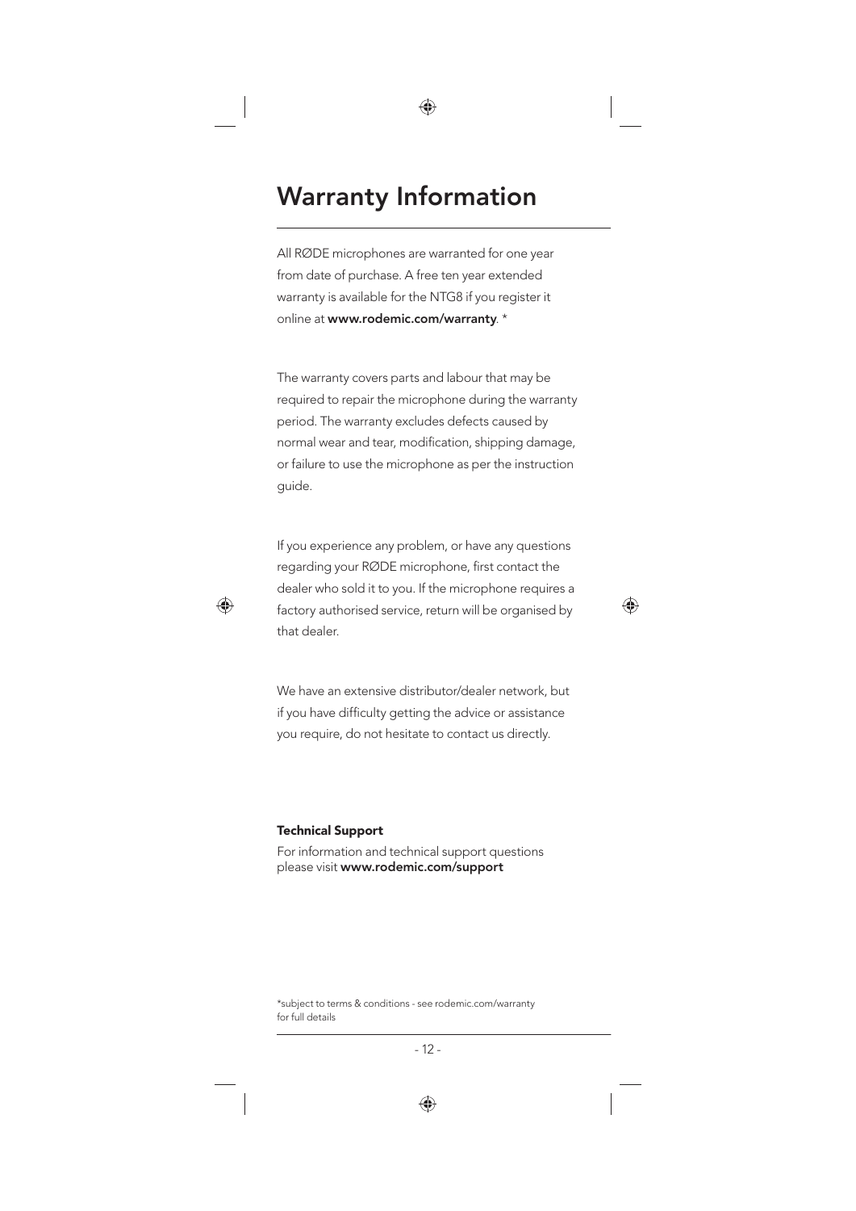# Warranty Information

All RØDE microphones are warranted for one year from date of purchase. A free ten year extended warranty is available for the NTG8 if you register it online at **www.rodemic.com/warranty**. *

The warranty covers parts and labour that may be required to repair the microphone during the warranty period. The warranty excludes defects caused by normal wear and tear, modification, shipping damage, or failure to use the microphone as per the instruction guide.

If you experience any problem, or have any questions regarding your RØDE microphone, first contact the dealer who sold it to you. If the microphone requires a factory authorised service, return will be organised by that dealer.

We have an extensive distributor/dealer network, but if you have difficulty getting the advice or assistance you require, do not hesitate to contact us directly.

**Technical Support**

For information and technical support questions please visit **www.rodemic.com/support**

*subject to terms & conditions - see rodemic.com/warranty for full details